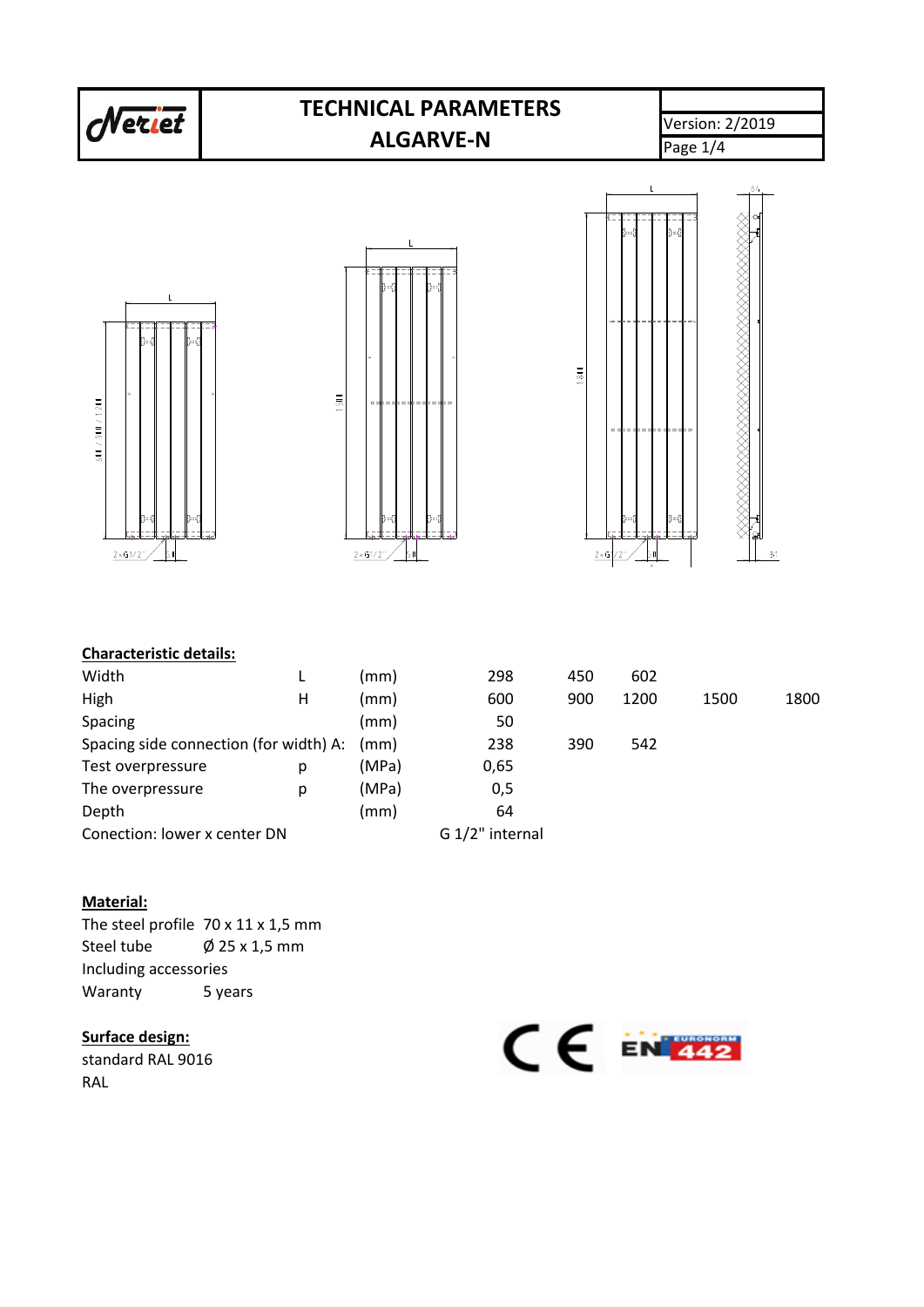# TECHNICAL PARAMETERS ALGARVE-N

Version: 2/2019

## Characteristic details:

| | | | | | | | |
|---|---|---|---|---|---|---|---|
| Width | L | (mm) | 298 | 450 | 602 | | |
| High | H | (mm) | 600 | 900 | 1200 | 1500 | 1800 |
| Spacing | | (mm) | 50 | | | | |
| Spacing side connection (for width) A: | | (mm) | 238 | 390 | 542 | | |
| Test overpressure | p | (MPa) | 0,65 | | | | |
| The overpressure | p | (MPa) | 0,5 | | | | |
| Depth | | (mm) | 64 | | | | |
| Conection: lower x center DN | | | G 1/2" internal | | | | |

## Material:

The steel profile 70 x 11 x 1,5 mm
Steel tube Ø 25 x 1,5 mm
Including accessories
Waranty 5 years

## Surface design:

standard RAL 9016
RAL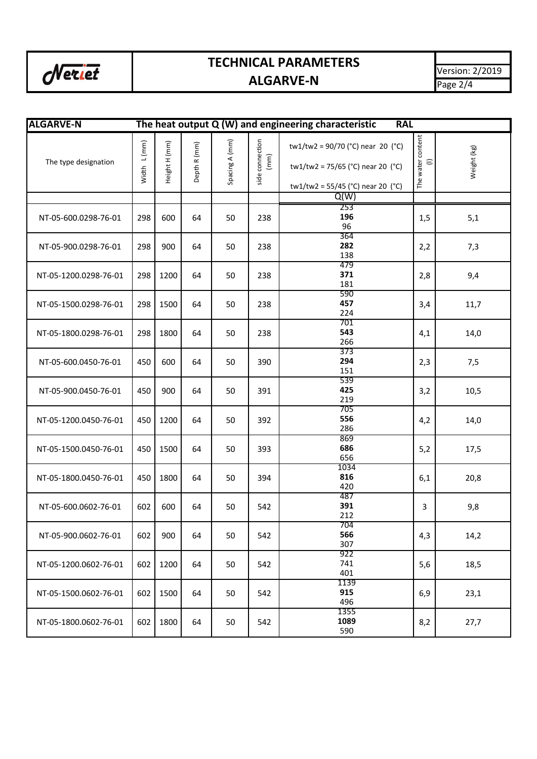# TECHNICAL PARAMETERS
## ALGARVE-N

Version: 2/2019

| ALGARVE-N | The heat output Q (W) and engineering characteristic | | | | | RAL | | |
|---|---|---|---|---|---|---|---|---|
| The type designation | Width L (mm) | Height H (mm) | Depth R (mm) | Spacing A (mm) | side connection (mm) | tw1/tw2 = 90/70 (°C) near 20 (°C)<br>tw1/tw2 = 75/65 (°C) near 20 (°C)<br>tw1/tw2 = 55/45 (°C) near 20 (°C) | The water content (l) | Weight (kg) |
| | | | | | | Q(W) | | |
| NT-05-600.0298-76-01 | 298 | 600 | 64 | 50 | 238 | 253<br>**196**<br>96 | 1,5 | 5,1 |
| NT-05-900.0298-76-01 | 298 | 900 | 64 | 50 | 238 | 364<br>**282**<br>138 | 2,2 | 7,3 |
| NT-05-1200.0298-76-01 | 298 | 1200 | 64 | 50 | 238 | 479<br>**371**<br>181 | 2,8 | 9,4 |
| NT-05-1500.0298-76-01 | 298 | 1500 | 64 | 50 | 238 | 590<br>**457**<br>224 | 3,4 | 11,7 |
| NT-05-1800.0298-76-01 | 298 | 1800 | 64 | 50 | 238 | 701<br>**543**<br>266 | 4,1 | 14,0 |
| NT-05-600.0450-76-01 | 450 | 600 | 64 | 50 | 390 | 373<br>**294**<br>151 | 2,3 | 7,5 |
| NT-05-900.0450-76-01 | 450 | 900 | 64 | 50 | 391 | 539<br>**425**<br>219 | 3,2 | 10,5 |
| NT-05-1200.0450-76-01 | 450 | 1200 | 64 | 50 | 392 | 705<br>**556**<br>286 | 4,2 | 14,0 |
| NT-05-1500.0450-76-01 | 450 | 1500 | 64 | 50 | 393 | 869<br>**686**<br>656 | 5,2 | 17,5 |
| NT-05-1800.0450-76-01 | 450 | 1800 | 64 | 50 | 394 | 1034<br>**816**<br>420 | 6,1 | 20,8 |
| NT-05-600.0602-76-01 | 602 | 600 | 64 | 50 | 542 | 487<br>**391**<br>212 | 3 | 9,8 |
| NT-05-900.0602-76-01 | 602 | 900 | 64 | 50 | 542 | 704<br>**566**<br>307 | 4,3 | 14,2 |
| NT-05-1200.0602-76-01 | 602 | 1200 | 64 | 50 | 542 | 922<br>741<br>401 | 5,6 | 18,5 |
| NT-05-1500.0602-76-01 | 602 | 1500 | 64 | 50 | 542 | 1139<br>**915**<br>496 | 6,9 | 23,1 |
| NT-05-1800.0602-76-01 | 602 | 1800 | 64 | 50 | 542 | 1355<br>**1089**<br>590 | 8,2 | 27,7 |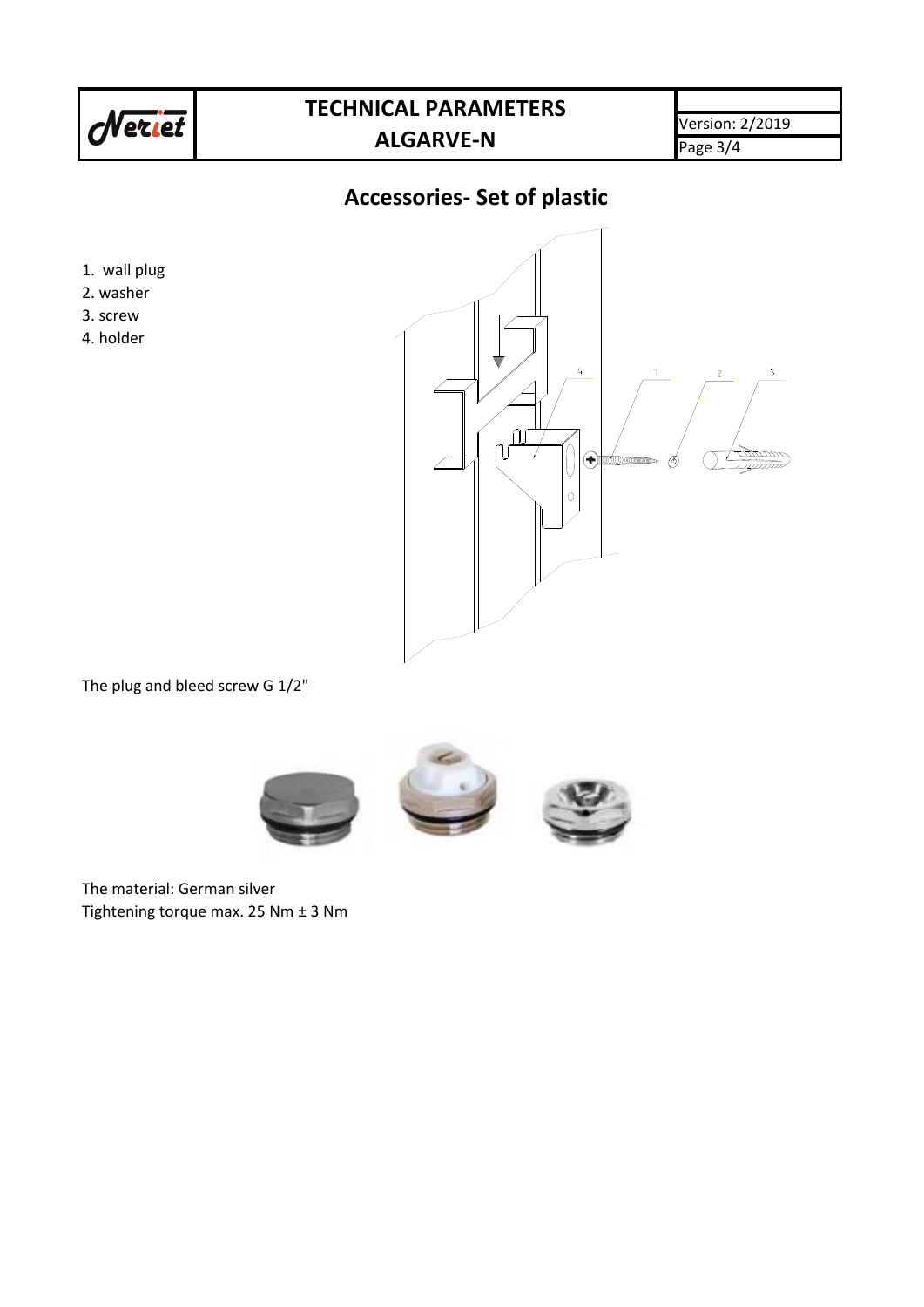## Accessories- Set of plastic

1. wall plug
2. washer
3. screw
4. holder

The plug and bleed screw G 1/2"

The material: German silver
Tightening torque max. 25 Nm ± 3 Nm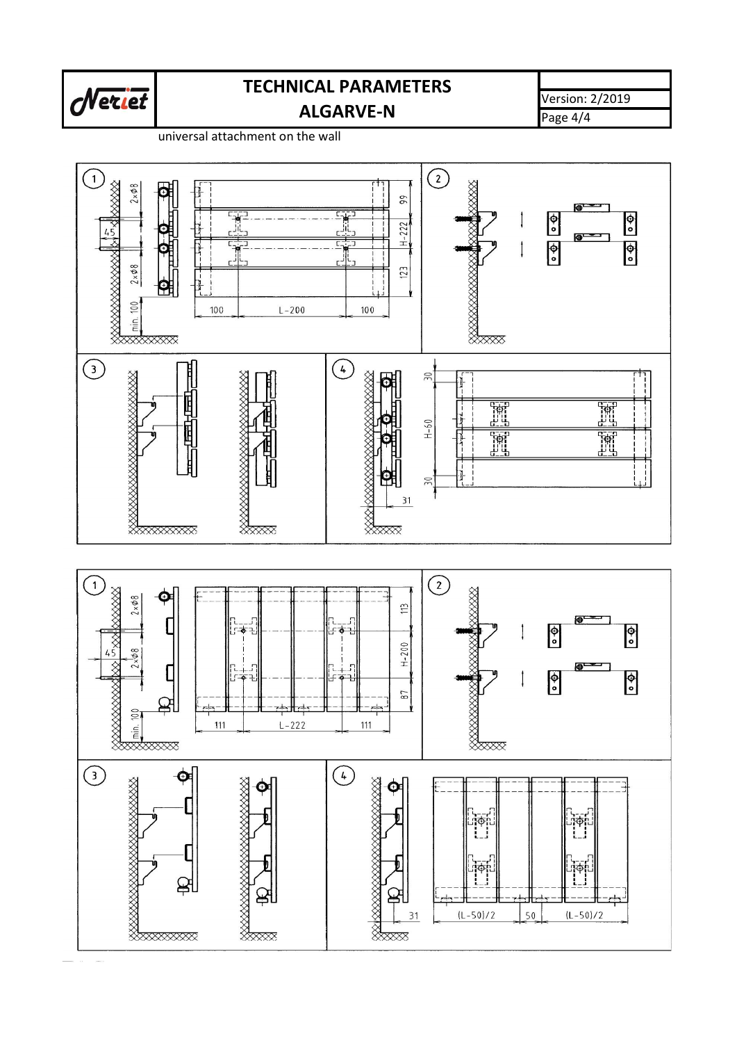universal attachment on the wall

1

2×Ø8

45

2×Ø8

min. 100

99

H-222

123

100

L-200

100

2

3

4

30

H-60

30

31

1

2×Ø8

45

2×Ø8

min. 100

113

H-200

87

111

L-222

111

2

3

4

31

(L-50)/2

50

(L-50)/2